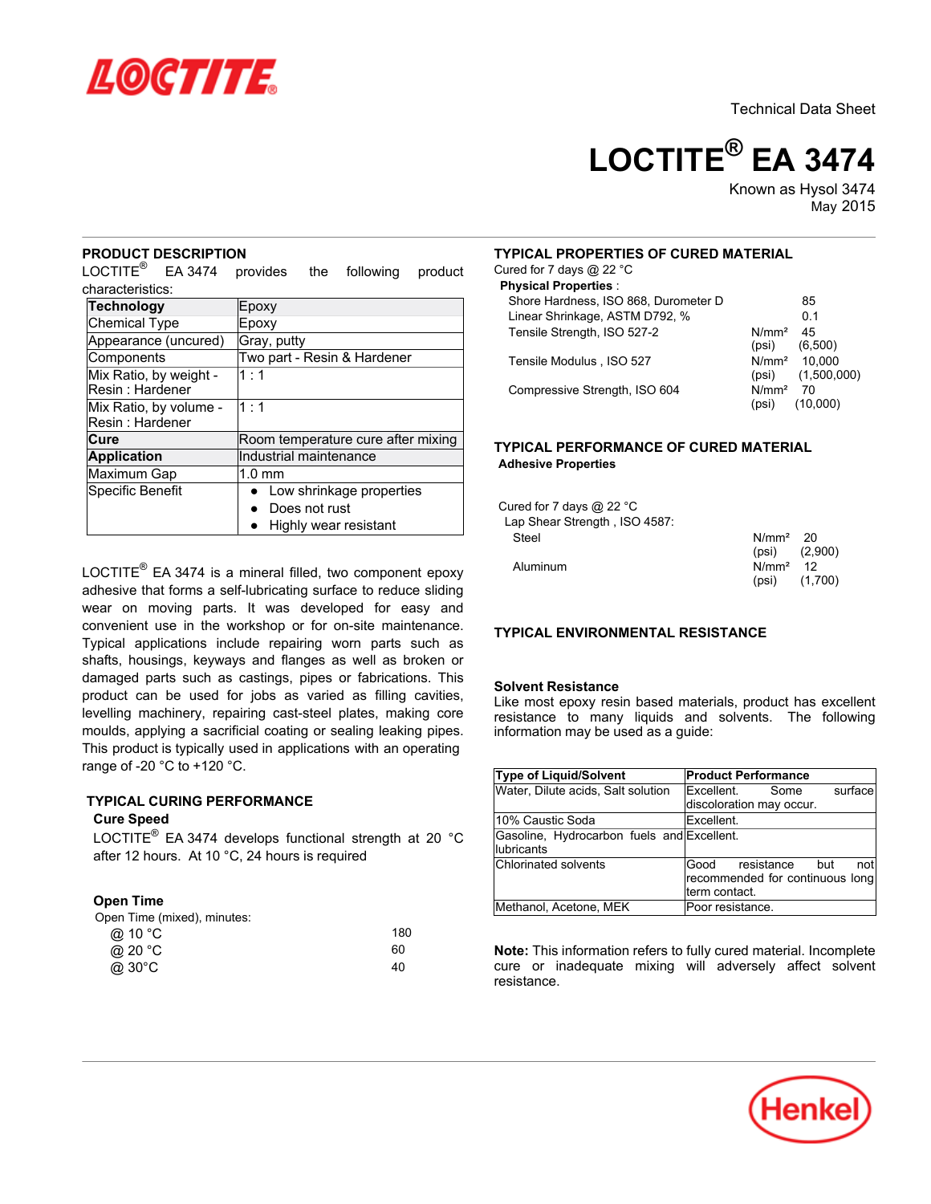Technical Data Sheet

# LOCTITE® EA 3474

Known as Hysol 3474
May 2015

## PRODUCT DESCRIPTION

LOCTITE® EA 3474 provides the following product characteristics:

| **Technology** | Epoxy |
|---|---|
| Chemical Type | Epoxy |
| Appearance (uncured) | Gray, putty |
| Components | Two part - Resin & Hardener |
| Mix Ratio, by weight - Resin : Hardener | 1 : 1 |
| Mix Ratio, by volume - Resin : Hardener | 1 : 1 |
| **Cure** | Room temperature cure after mixing |
| **Application** | Industrial maintenance |
| Maximum Gap | 1.0 mm |
| Specific Benefit | • Low shrinkage properties<br>• Does not rust<br>• Highly wear resistant |

LOCTITE® EA 3474 is a mineral filled, two component epoxy adhesive that forms a self-lubricating surface to reduce sliding wear on moving parts. It was developed for easy and convenient use in the workshop or for on-site maintenance. Typical applications include repairing worn parts such as shafts, housings, keyways and flanges as well as broken or damaged parts such as castings, pipes or fabrications. This product can be used for jobs as varied as filling cavities, levelling machinery, repairing cast-steel plates, making core moulds, applying a sacrificial coating or sealing leaking pipes. This product is typically used in applications with an operating range of -20 °C to +120 °C.

## TYPICAL CURING PERFORMANCE

### Cure Speed

LOCTITE® EA 3474 develops functional strength at 20 °C after 12 hours. At 10 °C, 24 hours is required

### Open Time

Open Time (mixed), minutes:

| | |
|---|---|
| @ 10 °C | 180 |
| @ 20 °C | 60 |
| @ 30°C | 40 |

## TYPICAL PROPERTIES OF CURED MATERIAL

Cured for 7 days @ 22 °C

**Physical Properties** :

| | | |
|---|---|---|
| Shore Hardness, ISO 868, Durometer D | | 85 |
| Linear Shrinkage, ASTM D792, % | | 0.1 |
| Tensile Strength, ISO 527-2 | N/mm²<br>(psi) | 45<br>(6,500) |
| Tensile Modulus , ISO 527 | N/mm²<br>(psi) | 10,000<br>(1,500,000) |
| Compressive Strength, ISO 604 | N/mm²<br>(psi) | 70<br>(10,000) |

## TYPICAL PERFORMANCE OF CURED MATERIAL

**Adhesive Properties**

Cured for 7 days @ 22 °C

Lap Shear Strength , ISO 4587:

| | | |
|---|---|---|
| Steel | N/mm²<br>(psi) | 20<br>(2,900) |
| Aluminum | N/mm²<br>(psi) | 12<br>(1,700) |

## TYPICAL ENVIRONMENTAL RESISTANCE

### Solvent Resistance

Like most epoxy resin based materials, product has excellent resistance to many liquids and solvents. The following information may be used as a guide:

| Type of Liquid/Solvent | Product Performance |
|---|---|
| Water, Dilute acids, Salt solution | Excellent. Some surface discoloration may occur. |
| 10% Caustic Soda | Excellent. |
| Gasoline, Hydrocarbon fuels and lubricants | Excellent. |
| Chlorinated solvents | Good resistance but not recommended for continuous long term contact. |
| Methanol, Acetone, MEK | Poor resistance. |

**Note:** This information refers to fully cured material. Incomplete cure or inadequate mixing will adversely affect solvent resistance.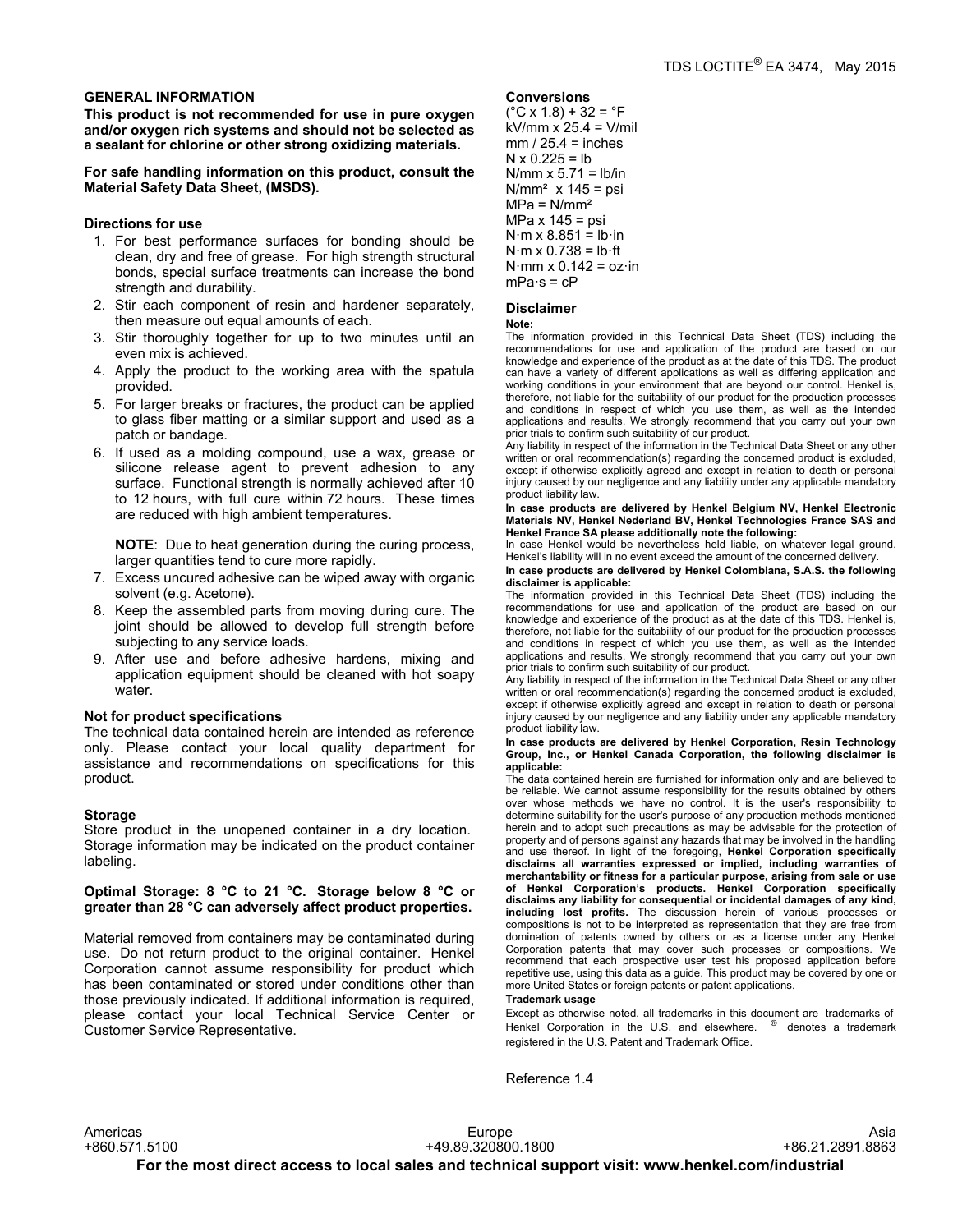## GENERAL INFORMATION

**This product is not recommended for use in pure oxygen and/or oxygen rich systems and should not be selected as a sealant for chlorine or other strong oxidizing materials.**

**For safe handling information on this product, consult the Material Safety Data Sheet, (MSDS).**

### Directions for use

1. For best performance surfaces for bonding should be clean, dry and free of grease. For high strength structural bonds, special surface treatments can increase the bond strength and durability.
2. Stir each component of resin and hardener separately, then measure out equal amounts of each.
3. Stir thoroughly together for up to two minutes until an even mix is achieved.
4. Apply the product to the working area with the spatula provided.
5. For larger breaks or fractures, the product can be applied to glass fiber matting or a similar support and used as a patch or bandage.
6. If used as a molding compound, use a wax, grease or silicone release agent to prevent adhesion to any surface. Functional strength is normally achieved after 10 to 12 hours, with full cure within 72 hours. These times are reduced with high ambient temperatures.

   **NOTE**: Due to heat generation during the curing process, larger quantities tend to cure more rapidly.
7. Excess uncured adhesive can be wiped away with organic solvent (e.g. Acetone).
8. Keep the assembled parts from moving during cure. The joint should be allowed to develop full strength before subjecting to any service loads.
9. After use and before adhesive hardens, mixing and application equipment should be cleaned with hot soapy water.

### Not for product specifications

The technical data contained herein are intended as reference only. Please contact your local quality department for assistance and recommendations on specifications for this product.

### Storage

Store product in the unopened container in a dry location. Storage information may be indicated on the product container labeling.

**Optimal Storage: 8 °C to 21 °C. Storage below 8 °C or greater than 28 °C can adversely affect product properties.**

Material removed from containers may be contaminated during use. Do not return product to the original container. Henkel Corporation cannot assume responsibility for product which has been contaminated or stored under conditions other than those previously indicated. If additional information is required, please contact your local Technical Service Center or Customer Service Representative.

### Conversions

(°C x 1.8) + 32 = °F
kV/mm x 25.4 = V/mil
mm / 25.4 = inches
N x 0.225 = lb
N/mm x 5.71 = lb/in
N/mm² x 145 = psi
MPa = N/mm²
MPa x 145 = psi
N·m x 8.851 = lb·in
N·m x 0.738 = lb·ft
N·mm x 0.142 = oz·in
mPa·s = cP

### Disclaimer

**Note:**

The information provided in this Technical Data Sheet (TDS) including the recommendations for use and application of the product are based on our knowledge and experience of the product as at the date of this TDS. The product can have a variety of different applications as well as differing application and working conditions in your environment that are beyond our control. Henkel is, therefore, not liable for the suitability of our product for the production processes and conditions in respect of which you use them, as well as the intended applications and results. We strongly recommend that you carry out your own prior trials to confirm such suitability of our product.

Any liability in respect of the information in the Technical Data Sheet or any other written or oral recommendation(s) regarding the concerned product is excluded, except if otherwise explicitly agreed and except in relation to death or personal injury caused by our negligence and any liability under any applicable mandatory product liability law.

**In case products are delivered by Henkel Belgium NV, Henkel Electronic Materials NV, Henkel Nederland BV, Henkel Technologies France SAS and Henkel France SA please additionally note the following:**

In case Henkel would be nevertheless held liable, on whatever legal ground, Henkel's liability will in no event exceed the amount of the concerned delivery.

**In case products are delivered by Henkel Colombiana, S.A.S. the following disclaimer is applicable:**

The information provided in this Technical Data Sheet (TDS) including the recommendations for use and application of the product are based on our knowledge and experience of the product as at the date of this TDS. Henkel is, therefore, not liable for the suitability of our product for the production processes and conditions in respect of which you use them, as well as the intended applications and results. We strongly recommend that you carry out your own prior trials to confirm such suitability of our product.

Any liability in respect of the information in the Technical Data Sheet or any other written or oral recommendation(s) regarding the concerned product is excluded, except if otherwise explicitly agreed and except in relation to death or personal injury caused by our negligence and any liability under any applicable mandatory product liability law.

**In case products are delivered by Henkel Corporation, Resin Technology Group, Inc., or Henkel Canada Corporation, the following disclaimer is applicable:**

The data contained herein are furnished for information only and are believed to be reliable. We cannot assume responsibility for the results obtained by others over whose methods we have no control. It is the user's responsibility to determine suitability for the user's purpose of any production methods mentioned herein and to adopt such precautions as may be advisable for the protection of property and of persons against any hazards that may be involved in the handling and use thereof. In light of the foregoing, **Henkel Corporation specifically disclaims all warranties expressed or implied, including warranties of merchantability or fitness for a particular purpose, arising from sale or use of Henkel Corporation's products. Henkel Corporation specifically disclaims any liability for consequential or incidental damages of any kind, including lost profits.** The discussion herein of various processes or compositions is not to be interpreted as representation that they are free from domination of patents owned by others or as a license under any Henkel Corporation patents that may cover such processes or compositions. We recommend that each prospective user test his proposed application before repetitive use, using this data as a guide. This product may be covered by one or more United States or foreign patents or patent applications.

**Trademark usage**

Except as otherwise noted, all trademarks in this document are trademarks of Henkel Corporation in the U.S. and elsewhere. ® denotes a trademark registered in the U.S. Patent and Trademark Office.

Reference 1.4

Americas
+860.571.5100

Europe
+49.89.320800.1800

Asia
+86.21.2891.8863

**For the most direct access to local sales and technical support visit: www.henkel.com/industrial**